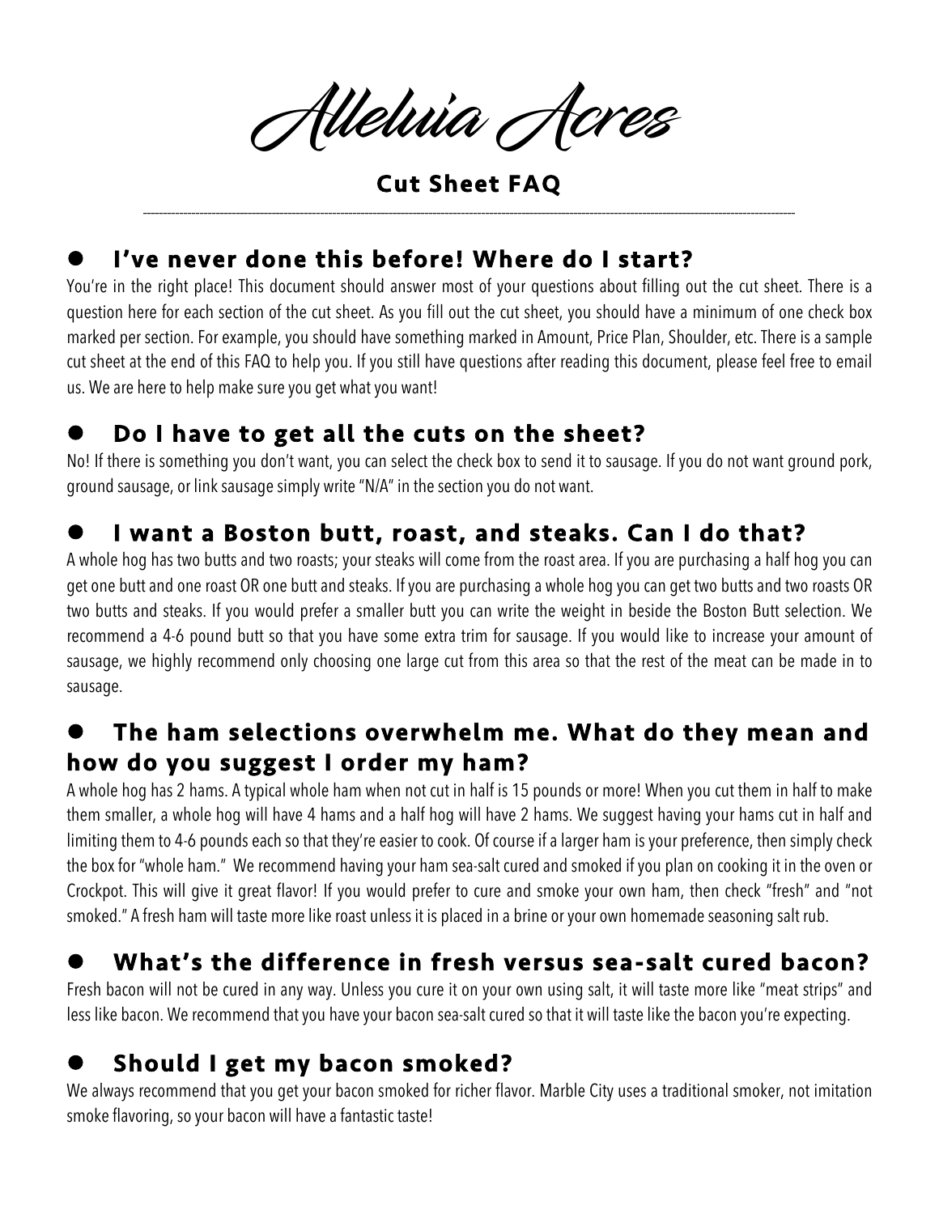# Alleluia Acres

## Cut Sheet FAQ

---

### I've never done this before! Where do I start?

You're in the right place! This document should answer most of your questions about filling out the cut sheet. There is a question here for each section of the cut sheet. As you fill out the cut sheet, you should have a minimum of one check box marked per section. For example, you should have something marked in Amount, Price Plan, Shoulder, etc. There is a sample cut sheet at the end of this FAQ to help you. If you still have questions after reading this document, please feel free to email us. We are here to help make sure you get what you want!

### Do I have to get all the cuts on the sheet?

No! If there is something you don't want, you can select the check box to send it to sausage. If you do not want ground pork, ground sausage, or link sausage simply write "N/A" in the section you do not want.

### I want a Boston butt, roast, and steaks. Can I do that?

A whole hog has two butts and two roasts; your steaks will come from the roast area. If you are purchasing a half hog you can get one butt and one roast OR one butt and steaks. If you are purchasing a whole hog you can get two butts and two roasts OR two butts and steaks. If you would prefer a smaller butt you can write the weight in beside the Boston Butt selection. We recommend a 4-6 pound butt so that you have some extra trim for sausage. If you would like to increase your amount of sausage, we highly recommend only choosing one large cut from this area so that the rest of the meat can be made in to sausage.

### The ham selections overwhelm me. What do they mean and how do you suggest I order my ham?

A whole hog has 2 hams. A typical whole ham when not cut in half is 15 pounds or more! When you cut them in half to make them smaller, a whole hog will have 4 hams and a half hog will have 2 hams. We suggest having your hams cut in half and limiting them to 4-6 pounds each so that they're easier to cook. Of course if a larger ham is your preference, then simply check the box for "whole ham." We recommend having your ham sea-salt cured and smoked if you plan on cooking it in the oven or Crockpot. This will give it great flavor! If you would prefer to cure and smoke your own ham, then check "fresh" and "not smoked." A fresh ham will taste more like roast unless it is placed in a brine or your own homemade seasoning salt rub.

### What's the difference in fresh versus sea-salt cured bacon?

Fresh bacon will not be cured in any way. Unless you cure it on your own using salt, it will taste more like "meat strips" and less like bacon. We recommend that you have your bacon sea-salt cured so that it will taste like the bacon you're expecting.

### Should I get my bacon smoked?

We always recommend that you get your bacon smoked for richer flavor. Marble City uses a traditional smoker, not imitation smoke flavoring, so your bacon will have a fantastic taste!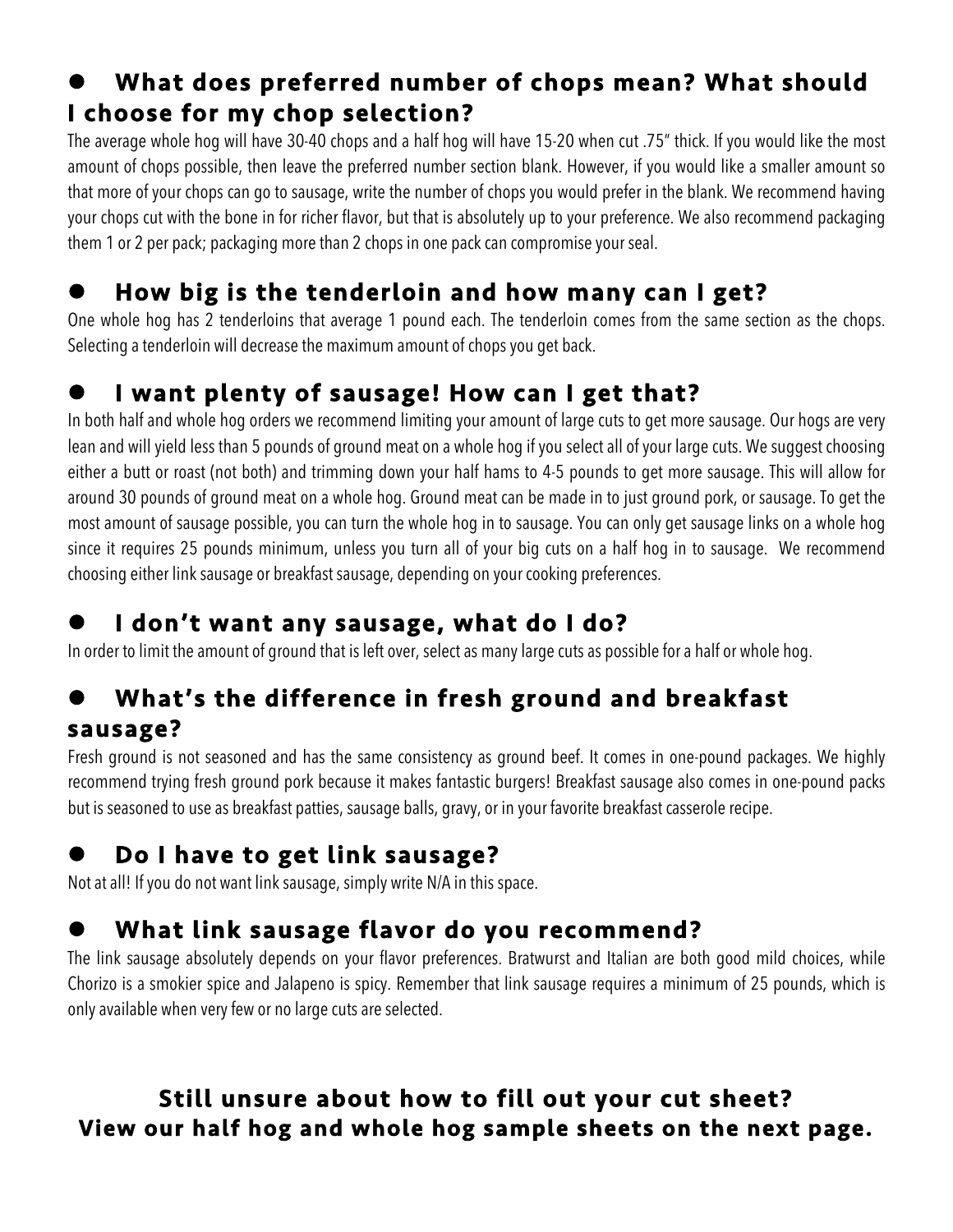- ## What does preferred number of chops mean? What should I choose for my chop selection?

The average whole hog will have 30-40 chops and a half hog will have 15-20 when cut .75" thick. If you would like the most amount of chops possible, then leave the preferred number section blank. However, if you would like a smaller amount so that more of your chops can go to sausage, write the number of chops you would prefer in the blank. We recommend having your chops cut with the bone in for richer flavor, but that is absolutely up to your preference. We also recommend packaging them 1 or 2 per pack; packaging more than 2 chops in one pack can compromise your seal.

- ## How big is the tenderloin and how many can I get?

One whole hog has 2 tenderloins that average 1 pound each. The tenderloin comes from the same section as the chops. Selecting a tenderloin will decrease the maximum amount of chops you get back.

- ## I want plenty of sausage! How can I get that?

In both half and whole hog orders we recommend limiting your amount of large cuts to get more sausage. Our hogs are very lean and will yield less than 5 pounds of ground meat on a whole hog if you select all of your large cuts. We suggest choosing either a butt or roast (not both) and trimming down your half hams to 4-5 pounds to get more sausage. This will allow for around 30 pounds of ground meat on a whole hog. Ground meat can be made in to just ground pork, or sausage. To get the most amount of sausage possible, you can turn the whole hog in to sausage. You can only get sausage links on a whole hog since it requires 25 pounds minimum, unless you turn all of your big cuts on a half hog in to sausage. We recommend choosing either link sausage or breakfast sausage, depending on your cooking preferences.

- ## I don't want any sausage, what do I do?

In order to limit the amount of ground that is left over, select as many large cuts as possible for a half or whole hog.

- ## What's the difference in fresh ground and breakfast sausage?

Fresh ground is not seasoned and has the same consistency as ground beef. It comes in one-pound packages. We highly recommend trying fresh ground pork because it makes fantastic burgers! Breakfast sausage also comes in one-pound packs but is seasoned to use as breakfast patties, sausage balls, gravy, or in your favorite breakfast casserole recipe.

- ## Do I have to get link sausage?

Not at all! If you do not want link sausage, simply write N/A in this space.

- ## What link sausage flavor do you recommend?

The link sausage absolutely depends on your flavor preferences. Bratwurst and Italian are both good mild choices, while Chorizo is a smokier spice and Jalapeno is spicy. Remember that link sausage requires a minimum of 25 pounds, which is only available when very few or no large cuts are selected.

**Still unsure about how to fill out your cut sheet?**
**View our half hog and whole hog sample sheets on the next page.**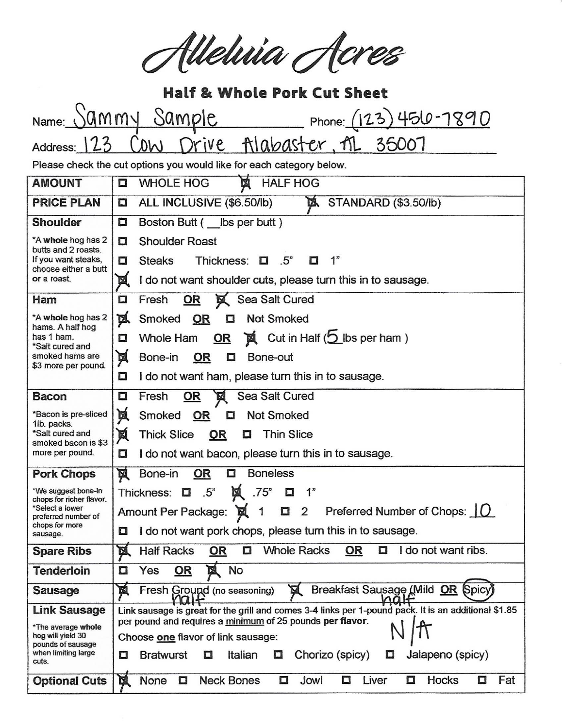# Alleluia Acres

## Half & Whole Pork Cut Sheet

Name: Sammy Sample Phone: (123) 456-7890

Address: 123 Cow Drive Alabaster, AL 35007

Please check the cut options you would like for each category below.

| | |
|---|---|
| **AMOUNT** | ☐ WHOLE HOG ☒ HALF HOG |
| **PRICE PLAN** | ☐ ALL INCLUSIVE ($6.50/lb) ☒ STANDARD ($3.50/lb) |
| **Shoulder**<br>*A **whole** hog has 2 butts and 2 roasts. If you want steaks, choose either a butt **or** a roast. | ☐ Boston Butt ( __lbs per butt )<br>☐ Shoulder Roast<br>☐ Steaks Thickness: ☐ .5" ☐ 1"<br>☒ I do not want shoulder cuts, please turn this in to sausage. |
| **Ham**<br>*A **whole** hog has 2 hams. A half hog has 1 ham.<br>*Salt cured and smoked hams are $3 more per pound. | ☐ Fresh **OR** ☒ Sea Salt Cured<br>☒ Smoked **OR** ☐ Not Smoked<br>☐ Whole Ham **OR** ☒ Cut in Half ( 5 lbs per ham )<br>☒ Bone-in **OR** ☐ Bone-out<br>☐ I do not want ham, please turn this in to sausage. |
| **Bacon**<br>*Bacon is pre-sliced 1lb. packs.<br>*Salt cured and smoked bacon is $3 more per pound. | ☐ Fresh **OR** ☒ Sea Salt Cured<br>☒ Smoked **OR** ☐ Not Smoked<br>☒ Thick Slice **OR** ☐ Thin Slice<br>☐ I do not want bacon, please turn this in to sausage. |
| **Pork Chops**<br>*We suggest bone-in chops for richer flavor.<br>*Select a lower preferred number of chops for more sausage. | ☒ Bone-in **OR** ☐ Boneless<br>Thickness: ☐ .5" ☒ .75" ☐ 1"<br>Amount Per Package: ☒ 1 ☐ 2 Preferred Number of Chops: 10<br>☐ I do not want pork chops, please turn this in to sausage. |
| **Spare Ribs** | ☒ Half Racks **OR** ☐ Whole Racks **OR** ☐ I do not want ribs. |
| **Tenderloin** | ☐ Yes **OR** ☒ No |
| **Sausage** | ☒ Fresh Ground (no seasoning) half ☒ Breakfast Sausage (Mild **OR** (Spicy)) half |
| **Link Sausage**<br>*The average **whole** hog will yield 30 pounds of sausage when limiting large cuts. | Link sausage is great for the grill and comes 3-4 links per 1-pound pack. It is an additional $1.85 per pound and requires a <u>minimum</u> of 25 pounds **per** flavor.<br>Choose <u>one</u> flavor of link sausage: N/A<br>☐ Bratwurst ☐ Italian ☐ Chorizo (spicy) ☐ Jalapeno (spicy) |
| **Optional Cuts** | ☒ None ☐ Neck Bones ☐ Jowl ☐ Liver ☐ Hocks ☐ Fat |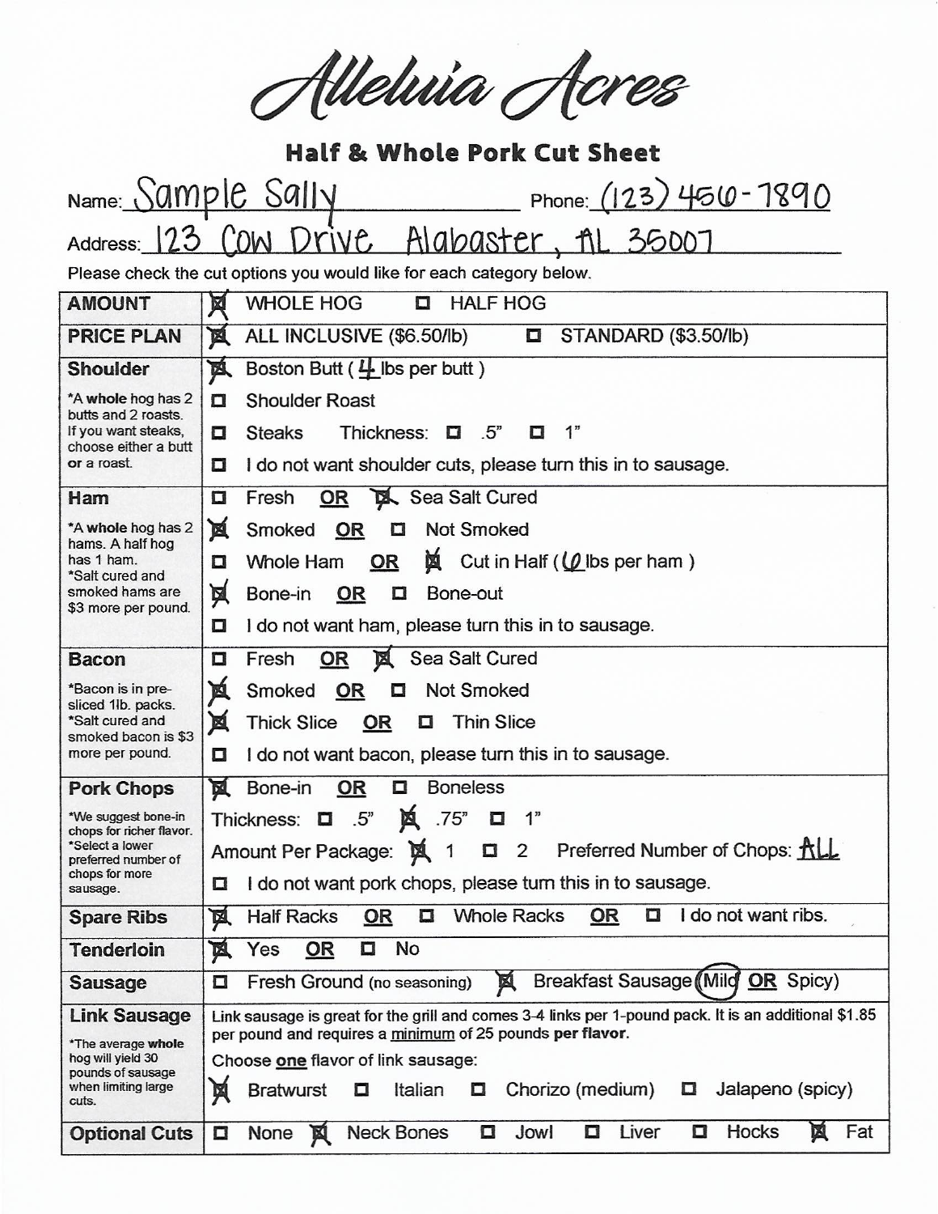# Alleluia Acres

## Half & Whole Pork Cut Sheet

Name: Sample Sally Phone: (123) 456-7890

Address: 123 Cow Drive Alabaster, AL 35007

Please check the cut options you would like for each category below.

| | |
|---|---|
| **AMOUNT** | ☒ WHOLE HOG ☐ HALF HOG |
| **PRICE PLAN** | ☒ ALL INCLUSIVE ($6.50/lb) ☐ STANDARD ($3.50/lb) |
| **Shoulder**<br>*A **whole** hog has 2 butts and 2 roasts. If you want steaks, choose either a butt **or** a roast. | ☒ Boston Butt ( 4 lbs per butt )<br>☐ Shoulder Roast<br>☐ Steaks Thickness: ☐ .5" ☐ 1"<br>☐ I do not want shoulder cuts, please turn this in to sausage. |
| **Ham**<br>*A **whole** hog has 2 hams. A half hog has 1 ham.<br>*Salt cured and smoked hams are $3 more per pound. | ☐ Fresh **OR** ☒ Sea Salt Cured<br>☒ Smoked **OR** ☐ Not Smoked<br>☐ Whole Ham **OR** ☒ Cut in Half ( 6 lbs per ham )<br>☒ Bone-in **OR** ☐ Bone-out<br>☐ I do not want ham, please turn this in to sausage. |
| **Bacon**<br>*Bacon is in pre-sliced 1lb. packs.<br>*Salt cured and smoked bacon is $3 more per pound. | ☐ Fresh **OR** ☒ Sea Salt Cured<br>☒ Smoked **OR** ☐ Not Smoked<br>☒ Thick Slice **OR** ☐ Thin Slice<br>☐ I do not want bacon, please turn this in to sausage. |
| **Pork Chops**<br>*We suggest bone-in chops for richer flavor.<br>*Select a lower preferred number of chops for more sausage. | ☒ Bone-in **OR** ☐ Boneless<br>Thickness: ☐ .5" ☒ .75" ☐ 1"<br>Amount Per Package: ☒ 1 ☐ 2 Preferred Number of Chops: ALL<br>☐ I do not want pork chops, please turn this in to sausage. |
| **Spare Ribs** | ☒ Half Racks **OR** ☐ Whole Racks **OR** ☐ I do not want ribs. |
| **Tenderloin** | ☒ Yes **OR** ☐ No |
| **Sausage** | ☐ Fresh Ground (no seasoning) ☒ Breakfast Sausage (Mild (circled) **OR** Spicy) |
| **Link Sausage**<br>*The average **whole** hog will yield 30 pounds of sausage when limiting large cuts. | Link sausage is great for the grill and comes 3-4 links per 1-pound pack. It is an additional $1.85 per pound and requires a <u>minimum</u> of 25 pounds **per flavor**.<br>Choose <u>one</u> flavor of link sausage:<br>☒ Bratwurst ☐ Italian ☐ Chorizo (medium) ☐ Jalapeno (spicy) |
| **Optional Cuts** | ☐ None ☒ Neck Bones ☐ Jowl ☐ Liver ☐ Hocks ☒ Fat |